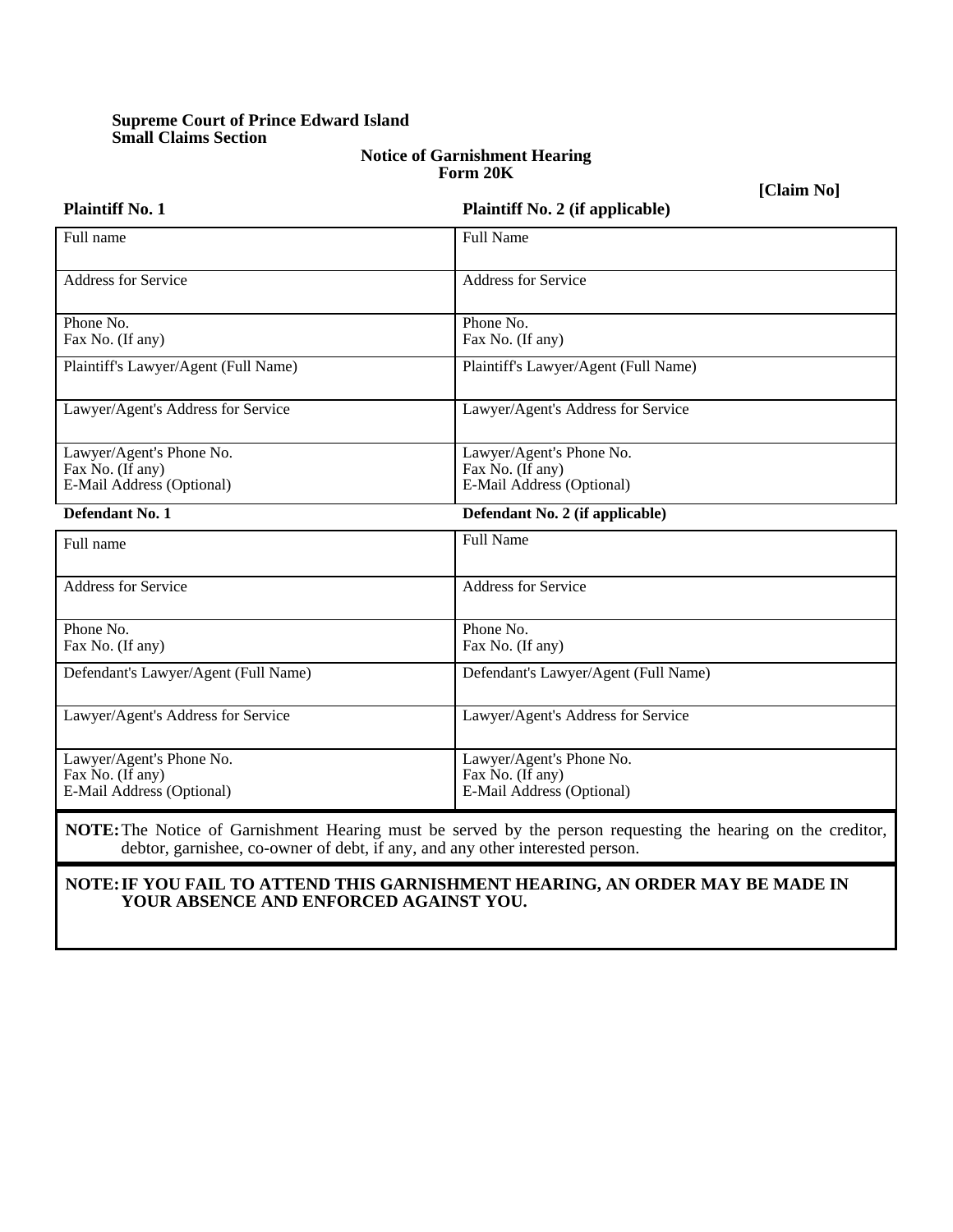**Supreme Court of Prince Edward Island**
**Small Claims Section**

**Notice of Garnishment Hearing**
**Form 20K**

**[Claim No]**

| **Plaintiff No. 1** | **Plaintiff No. 2 (if applicable)** |
|---|---|
| Full name | Full Name |
| Address for Service | Address for Service |
| Phone No.<br>Fax No. (If any) | Phone No.<br>Fax No. (If any) |
| Plaintiff's Lawyer/Agent (Full Name) | Plaintiff's Lawyer/Agent (Full Name) |
| Lawyer/Agent's Address for Service | Lawyer/Agent's Address for Service |
| Lawyer/Agent's Phone No.<br>Fax No. (If any)<br>E-Mail Address (Optional) | Lawyer/Agent's Phone No.<br>Fax No. (If any)<br>E-Mail Address (Optional) |

| **Defendant No. 1** | **Defendant No. 2 (if applicable)** |
|---|---|
| Full name | Full Name |
| Address for Service | Address for Service |
| Phone No.<br>Fax No. (If any) | Phone No.<br>Fax No. (If any) |
| Defendant's Lawyer/Agent (Full Name) | Defendant's Lawyer/Agent (Full Name) |
| Lawyer/Agent's Address for Service | Lawyer/Agent's Address for Service |
| Lawyer/Agent's Phone No.<br>Fax No. (If any)<br>E-Mail Address (Optional) | Lawyer/Agent's Phone No.<br>Fax No. (If any)<br>E-Mail Address (Optional) |

**NOTE:** The Notice of Garnishment Hearing must be served by the person requesting the hearing on the creditor, debtor, garnishee, co-owner of debt, if any, and any other interested person.

**NOTE: IF YOU FAIL TO ATTEND THIS GARNISHMENT HEARING, AN ORDER MAY BE MADE IN YOUR ABSENCE AND ENFORCED AGAINST YOU.**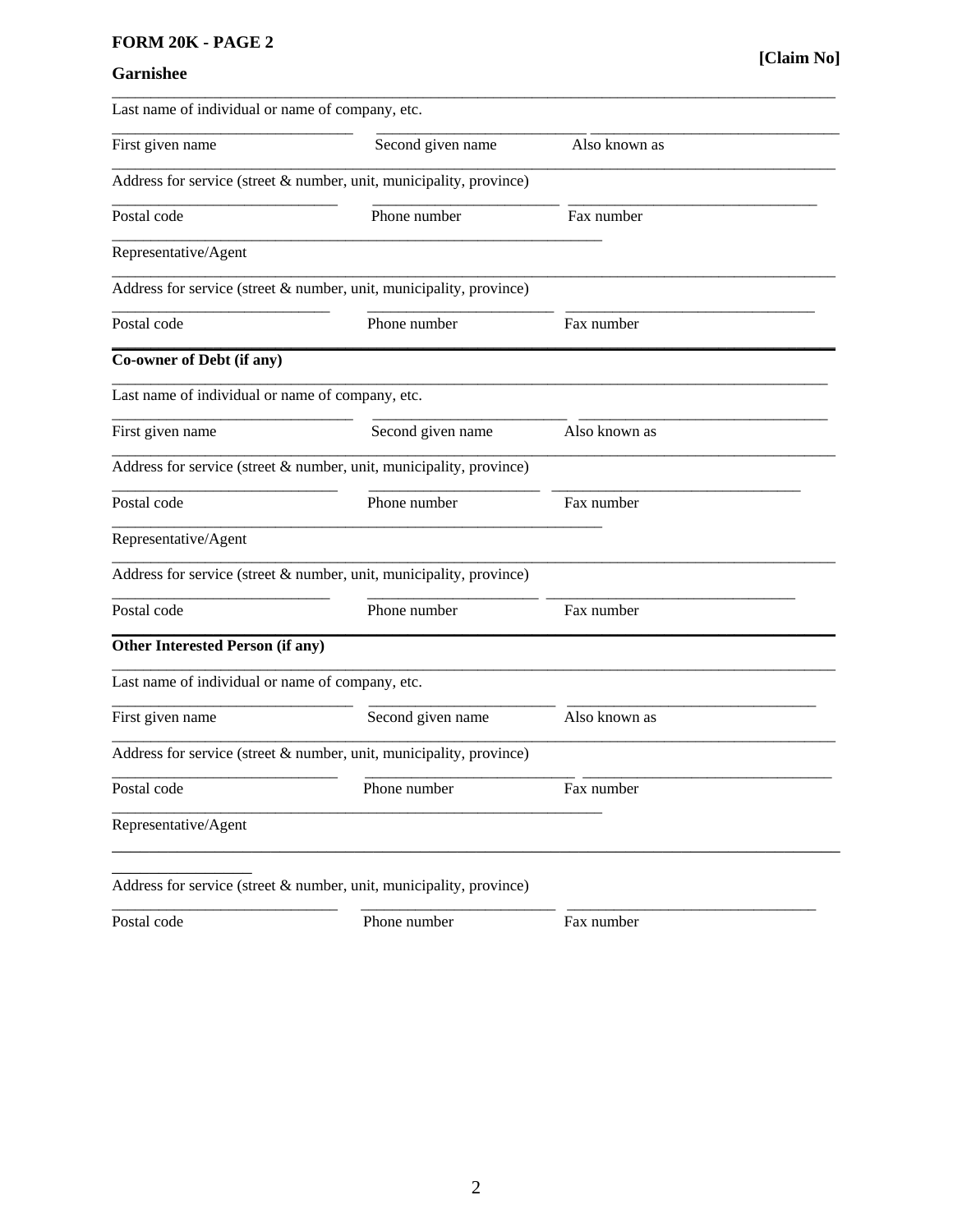**FORM 20K - PAGE 2**

**[Claim No]**

**Garnishee**

______________________________________________
Last name of individual or name of company, etc.

______________________ ______________________ ______________________
First given name | Second given name | Also known as

______________________________________________
Address for service (street & number, unit, municipality, province)

______________________ ______________________ ______________________
Postal code | Phone number | Fax number

______________________________________________
Representative/Agent

______________________________________________
Address for service (street & number, unit, municipality, province)

______________________ ______________________ ______________________
Postal code | Phone number | Fax number

**Co-owner of Debt (if any)**

______________________________________________
Last name of individual or name of company, etc.

______________________ ______________________ ______________________
First given name | Second given name | Also known as

______________________________________________
Address for service (street & number, unit, municipality, province)

______________________ ______________________ ______________________
Postal code | Phone number | Fax number

______________________________________________
Representative/Agent

______________________________________________
Address for service (street & number, unit, municipality, province)

______________________ ______________________ ______________________
Postal code | Phone number | Fax number

**Other Interested Person (if any)**

______________________________________________
Last name of individual or name of company, etc.

______________________ ______________________ ______________________
First given name | Second given name | Also known as

______________________________________________
Address for service (street & number, unit, municipality, province)

______________________ ______________________ ______________________
Postal code | Phone number | Fax number

______________________________________________
Representative/Agent

______________________________________________
Address for service (street & number, unit, municipality, province)

______________________ ______________________ ______________________
Postal code | Phone number | Fax number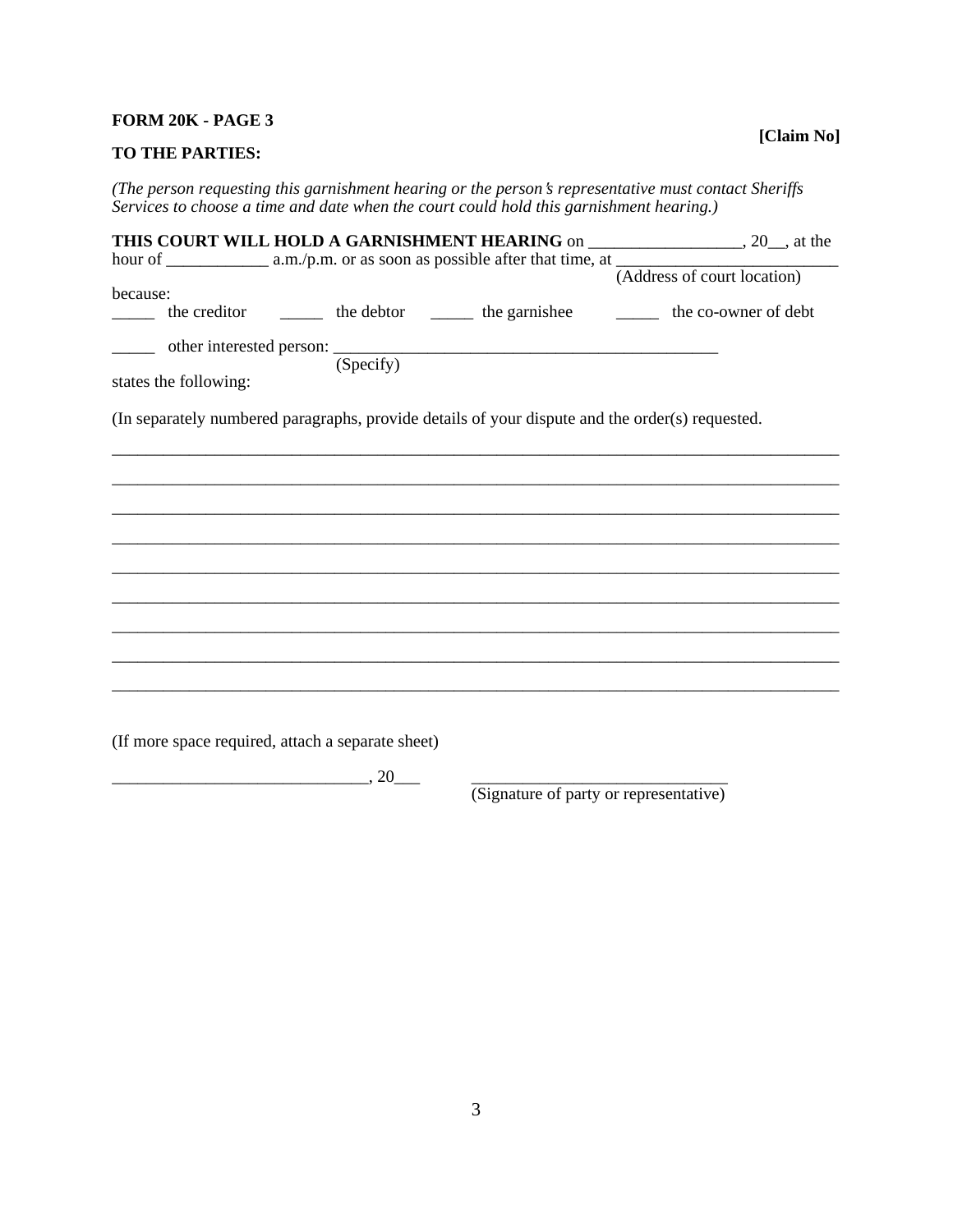**FORM 20K - PAGE 3**

**[Claim No]**

**TO THE PARTIES:**

*(The person requesting this garnishment hearing or the person's representative must contact Sheriffs Services to choose a time and date when the court could hold this garnishment hearing.)*

**THIS COURT WILL HOLD A GARNISHMENT HEARING** on __________________, 20__, at the hour of ____________ a.m./p.m. or as soon as possible after that time, at ___________________________
(Address of court location)

because:

_____ the creditor _____ the debtor _____ the garnishee _____ the co-owner of debt

_____ other interested person: ______________________________________________
(Specify)

states the following:

(In separately numbered paragraphs, provide details of your dispute and the order(s) requested.

_____________________________________________________________________________________

_____________________________________________________________________________________

_____________________________________________________________________________________

_____________________________________________________________________________________

_____________________________________________________________________________________

_____________________________________________________________________________________

_____________________________________________________________________________________

_____________________________________________________________________________________

_____________________________________________________________________________________

(If more space required, attach a separate sheet)

______________________________, 20___ ______________________________
(Signature of party or representative)